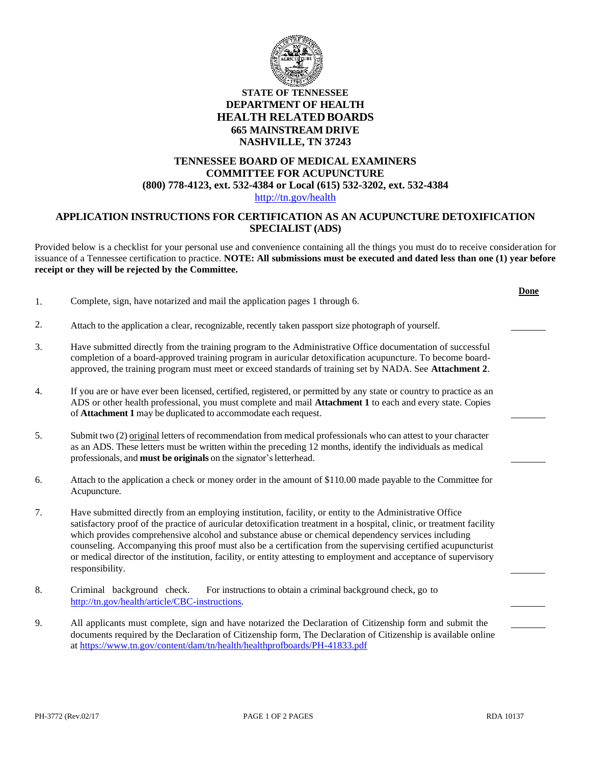**STATE OF TENNESSEE**
**DEPARTMENT OF HEALTH**
**HEALTH RELATED BOARDS**
**665 MAINSTREAM DRIVE**
**NASHVILLE, TN 37243**

**TENNESSEE BOARD OF MEDICAL EXAMINERS**
**COMMITTEE FOR ACUPUNCTURE**
**(800) 778-4123, ext. 532-4384 or Local (615) 532-3202, ext. 532-4384**
http://tn.gov/health

## APPLICATION INSTRUCTIONS FOR CERTIFICATION AS AN ACUPUNCTURE DETOXIFICATION SPECIALIST (ADS)

Provided below is a checklist for your personal use and convenience containing all the things you must do to receive consideration for issuance of a Tennessee certification to practice. **NOTE: All submissions must be executed and dated less than one (1) year before receipt or they will be rejected by the Committee.**

| | | **Done** |
|---|---|---|
| 1. | Complete, sign, have notarized and mail the application pages 1 through 6. | |
| 2. | Attach to the application a clear, recognizable, recently taken passport size photograph of yourself. | ______ |
| 3. | Have submitted directly from the training program to the Administrative Office documentation of successful completion of a board-approved training program in auricular detoxification acupuncture. To become board-approved, the training program must meet or exceed standards of training set by NADA. See **Attachment 2**. | |
| 4. | If you are or have ever been licensed, certified, registered, or permitted by any state or country to practice as an ADS or other health professional, you must complete and mail **Attachment 1** to each and every state. Copies of **Attachment 1** may be duplicated to accommodate each request. | ______ |
| 5. | Submit two (2) original letters of recommendation from medical professionals who can attest to your character as an ADS. These letters must be written within the preceding 12 months, identify the individuals as medical professionals, and **must be originals** on the signator's letterhead. | ______ |
| 6. | Attach to the application a check or money order in the amount of $110.00 made payable to the Committee for Acupuncture. | |
| 7. | Have submitted directly from an employing institution, facility, or entity to the Administrative Office satisfactory proof of the practice of auricular detoxification treatment in a hospital, clinic, or treatment facility which provides comprehensive alcohol and substance abuse or chemical dependency services including counseling. Accompanying this proof must also be a certification from the supervising certified acupuncturist or medical director of the institution, facility, or entity attesting to employment and acceptance of supervisory responsibility. | ______ |
| 8. | Criminal background check. For instructions to obtain a criminal background check, go to http://tn.gov/health/article/CBC-instructions. | ______ |
| 9. | All applicants must complete, sign and have notarized the Declaration of Citizenship form and submit the documents required by the Declaration of Citizenship form, The Declaration of Citizenship is available online at https://www.tn.gov/content/dam/tn/health/healthprofboards/PH-41833.pdf | ______ |

PH-3772 (Rev.02/17) RDA 10137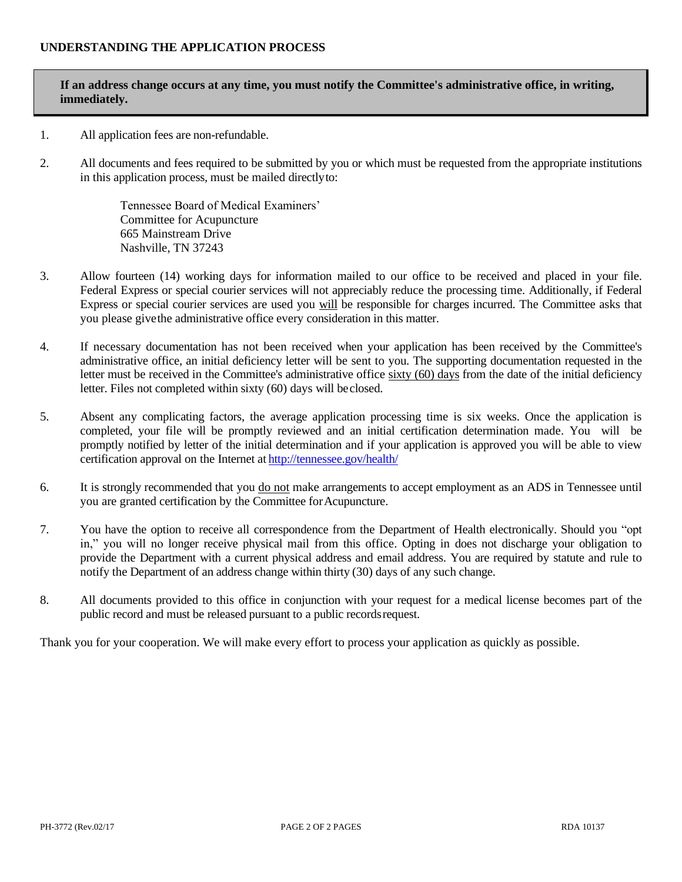## UNDERSTANDING THE APPLICATION PROCESS

**If an address change occurs at any time, you must notify the Committee's administrative office, in writing, immediately.**

1. All application fees are non-refundable.

2. All documents and fees required to be submitted by you or which must be requested from the appropriate institutions in this application process, must be mailed directly to:

   Tennessee Board of Medical Examiners'
   Committee for Acupuncture
   665 Mainstream Drive
   Nashville, TN 37243

3. Allow fourteen (14) working days for information mailed to our office to be received and placed in your file. Federal Express or special courier services will not appreciably reduce the processing time. Additionally, if Federal Express or special courier services are used you will be responsible for charges incurred. The Committee asks that you please give the administrative office every consideration in this matter.

4. If necessary documentation has not been received when your application has been received by the Committee's administrative office, an initial deficiency letter will be sent to you. The supporting documentation requested in the letter must be received in the Committee's administrative office sixty (60) days from the date of the initial deficiency letter. Files not completed within sixty (60) days will be closed.

5. Absent any complicating factors, the average application processing time is six weeks. Once the application is completed, your file will be promptly reviewed and an initial certification determination made. You will be promptly notified by letter of the initial determination and if your application is approved you will be able to view certification approval on the Internet at http://tennessee.gov/health/

6. It is strongly recommended that you do not make arrangements to accept employment as an ADS in Tennessee until you are granted certification by the Committee for Acupuncture.

7. You have the option to receive all correspondence from the Department of Health electronically. Should you "opt in," you will no longer receive physical mail from this office. Opting in does not discharge your obligation to provide the Department with a current physical address and email address. You are required by statute and rule to notify the Department of an address change within thirty (30) days of any such change.

8. All documents provided to this office in conjunction with your request for a medical license becomes part of the public record and must be released pursuant to a public records request.

Thank you for your cooperation. We will make every effort to process your application as quickly as possible.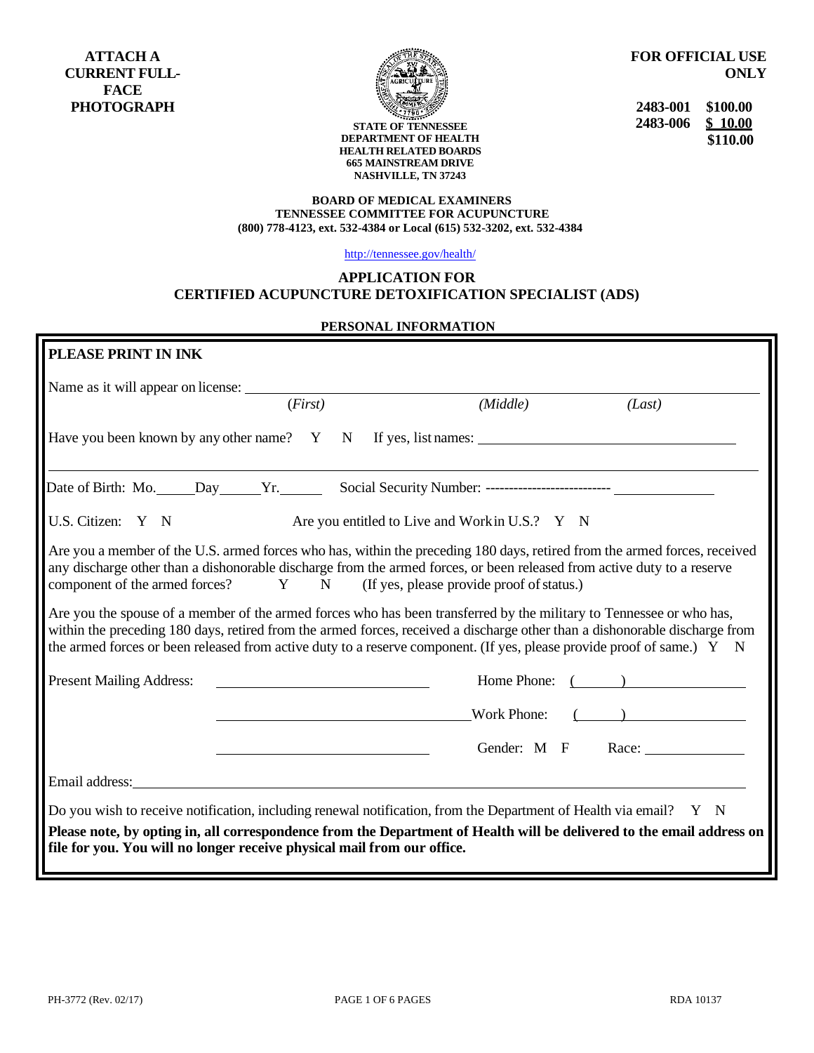**ATTACH A CURRENT FULL-FACE PHOTOGRAPH**

**STATE OF TENNESSEE**
**DEPARTMENT OF HEALTH**
**HEALTH RELATED BOARDS**
**665 MAINSTREAM DRIVE**
**NASHVILLE, TN 37243**

**FOR OFFICIAL USE ONLY**

| | |
|---|---|
| **2483-001** | **$100.00** |
| **2483-006** | **$ 10.00** |
| | **$110.00** |

**BOARD OF MEDICAL EXAMINERS**
**TENNESSEE COMMITTEE FOR ACUPUNCTURE**
**(800) 778-4123, ext. 532-4384 or Local (615) 532-3202, ext. 532-4384**

http://tennessee.gov/health/

# APPLICATION FOR CERTIFIED ACUPUNCTURE DETOXIFICATION SPECIALIST (ADS)

## PERSONAL INFORMATION

**PLEASE PRINT IN INK**

Name as it will appear on license: ______________________________________________
(*First*) (*Middle*) (*Last*)

Have you been known by any other name? Y N If yes, list names: ______________________________

______________________________________________________________________

Date of Birth: Mo.\_\_\_\_\_Day\_\_\_\_\_Yr.\_\_\_\_\_ Social Security Number: -------------------------- ______________

U.S. Citizen: Y N Are you entitled to Live and Work in U.S.? Y N

Are you a member of the U.S. armed forces who has, within the preceding 180 days, retired from the armed forces, received any discharge other than a dishonorable discharge from the armed forces, or been released from active duty to a reserve component of the armed forces? Y N (If yes, please provide proof of status.)

Are you the spouse of a member of the armed forces who has been transferred by the military to Tennessee or who has, within the preceding 180 days, retired from the armed forces, received a discharge other than a dishonorable discharge from the armed forces or been released from active duty to a reserve component. (If yes, please provide proof of same.) Y N

Present Mailing Address: ______________________________ Home Phone: (\_\_\_\_\_) ______________

______________________________ Work Phone: (\_\_\_\_\_) ______________

______________________________ Gender: M F Race: ______________

Email address: ______________________________________________________________

Do you wish to receive notification, including renewal notification, from the Department of Health via email? Y N

**Please note, by opting in, all correspondence from the Department of Health will be delivered to the email address on file for you. You will no longer receive physical mail from our office.**

PH-3772 (Rev. 02/17) RDA 10137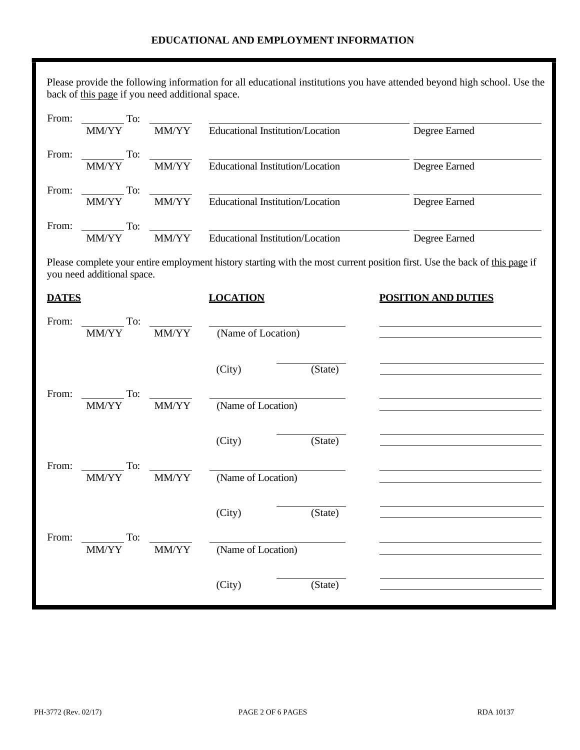## EDUCATIONAL AND EMPLOYMENT INFORMATION

Please provide the following information for all educational institutions you have attended beyond high school. Use the back of this page if you need additional space.

From: ________ To: ________ ________________________________ ________________
MM/YY MM/YY Educational Institution/Location Degree Earned

From: ________ To: ________ ________________________________ ________________
MM/YY MM/YY Educational Institution/Location Degree Earned

From: ________ To: ________ ________________________________ ________________
MM/YY MM/YY Educational Institution/Location Degree Earned

From: ________ To: ________ ________________________________ ________________
MM/YY MM/YY Educational Institution/Location Degree Earned

Please complete your entire employment history starting with the most current position first. Use the back of this page if you need additional space.

| **DATES** | **LOCATION** | **POSITION AND DUTIES** |
|---|---|---|
| From: ________ To: ________<br>MM/YY MM/YY | ________________<br>(Name of Location)<br><br>________ ________<br>(City) (State) | ________________<br>________________<br>________________<br>________________ |
| From: ________ To: ________<br>MM/YY MM/YY | ________________<br>(Name of Location)<br><br>________ ________<br>(City) (State) | ________________<br>________________<br>________________<br>________________ |
| From: ________ To: ________<br>MM/YY MM/YY | ________________<br>(Name of Location)<br><br>________ ________<br>(City) (State) | ________________<br>________________<br>________________<br>________________ |
| From: ________ To: ________<br>MM/YY MM/YY | ________________<br>(Name of Location)<br><br>________ ________<br>(City) (State) | ________________<br>________________<br>________________<br>________________ |

PH-3772 (Rev. 02/17) RDA 10137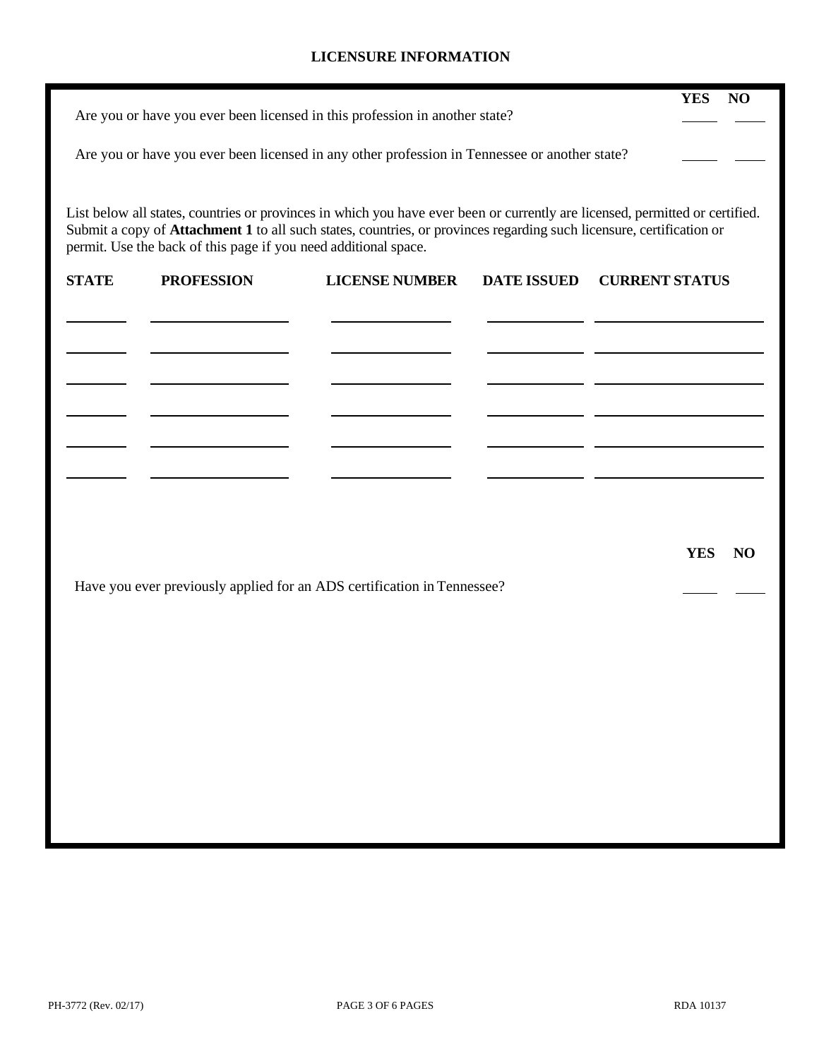# LICENSURE INFORMATION

| | YES | NO |
|---|---|---|
| Are you or have you ever been licensed in this profession in another state? | ____ | ____ |
| Are you or have you ever been licensed in any other profession in Tennessee or another state? | ____ | ____ |

List below all states, countries or provinces in which you have ever been or currently are licensed, permitted or certified. Submit a copy of **Attachment 1** to all such states, countries, or provinces regarding such licensure, certification or permit. Use the back of this page if you need additional space.

| STATE | PROFESSION | LICENSE NUMBER | DATE ISSUED | CURRENT STATUS |
|---|---|---|---|---|
| | | | | |
| | | | | |
| | | | | |
| | | | | |
| | | | | |
| | | | | |

| | YES | NO |
|---|---|---|
| Have you ever previously applied for an ADS certification in Tennessee? | ____ | ____ |

PH-3772 (Rev. 02/17) RDA 10137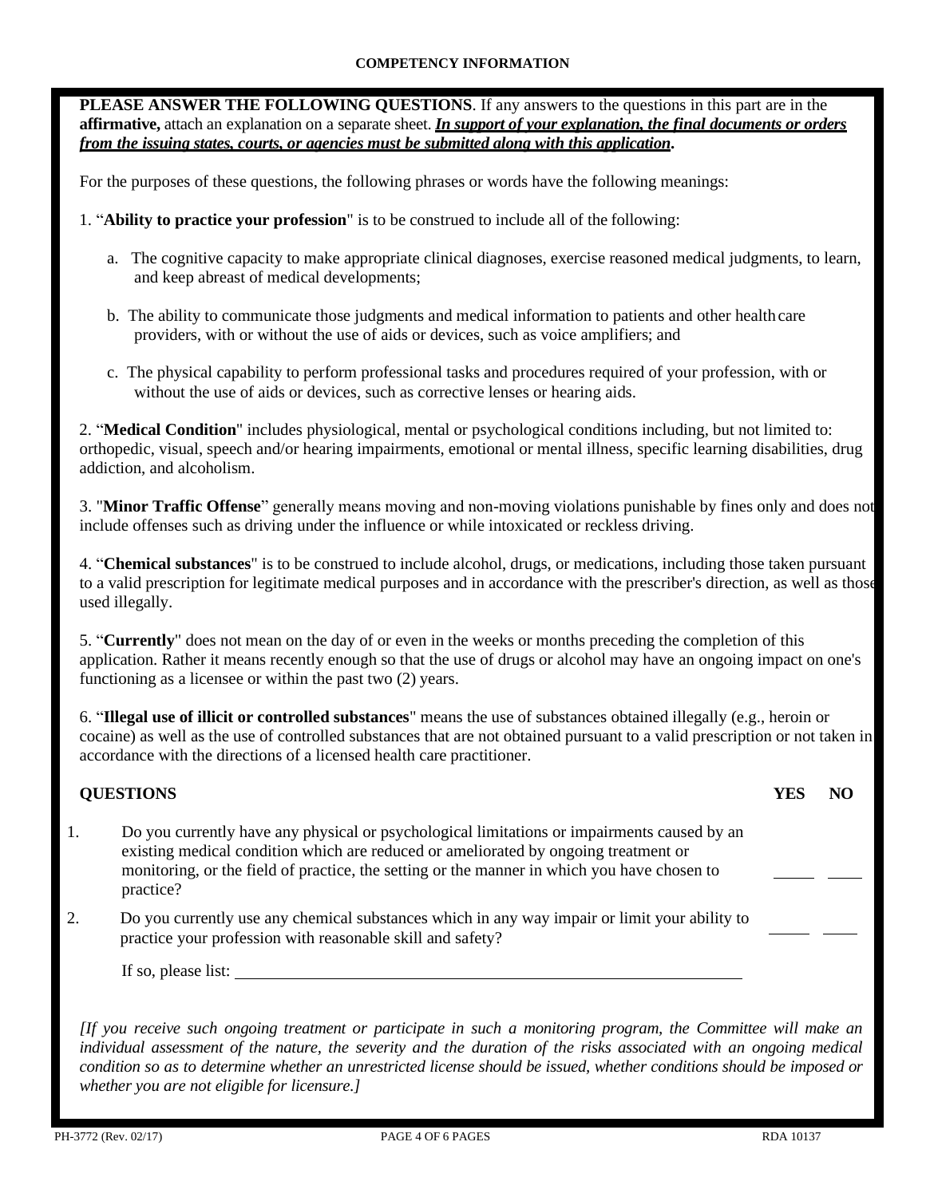## COMPETENCY INFORMATION

**PLEASE ANSWER THE FOLLOWING QUESTIONS**. If any answers to the questions in this part are in the **affirmative,** attach an explanation on a separate sheet. ***In support of your explanation, the final documents or orders from the issuing states, courts, or agencies must be submitted along with this application*.**

For the purposes of these questions, the following phrases or words have the following meanings:

1. "**Ability to practice your profession**" is to be construed to include all of the following:

   a. The cognitive capacity to make appropriate clinical diagnoses, exercise reasoned medical judgments, to learn, and keep abreast of medical developments;

   b. The ability to communicate those judgments and medical information to patients and other health care providers, with or without the use of aids or devices, such as voice amplifiers; and

   c. The physical capability to perform professional tasks and procedures required of your profession, with or without the use of aids or devices, such as corrective lenses or hearing aids.

2. "**Medical Condition**" includes physiological, mental or psychological conditions including, but not limited to: orthopedic, visual, speech and/or hearing impairments, emotional or mental illness, specific learning disabilities, drug addiction, and alcoholism.

3. "**Minor Traffic Offense**" generally means moving and non-moving violations punishable by fines only and does not include offenses such as driving under the influence or while intoxicated or reckless driving.

4. "**Chemical substances**" is to be construed to include alcohol, drugs, or medications, including those taken pursuant to a valid prescription for legitimate medical purposes and in accordance with the prescriber's direction, as well as those used illegally.

5. "**Currently**" does not mean on the day of or even in the weeks or months preceding the completion of this application. Rather it means recently enough so that the use of drugs or alcohol may have an ongoing impact on one's functioning as a licensee or within the past two (2) years.

6. "**Illegal use of illicit or controlled substances**" means the use of substances obtained illegally (e.g., heroin or cocaine) as well as the use of controlled substances that are not obtained pursuant to a valid prescription or not taken in accordance with the directions of a licensed health care practitioner.

| **QUESTIONS** | | **YES** | **NO** |
|---|---|---|---|
| 1. | Do you currently have any physical or psychological limitations or impairments caused by an existing medical condition which are reduced or ameliorated by ongoing treatment or monitoring, or the field of practice, the setting or the manner in which you have chosen to practice? | _____ | _____ |
| 2. | Do you currently use any chemical substances which in any way impair or limit your ability to practice your profession with reasonable skill and safety? | _____ | _____ |

If so, please list: ______________________________________________

*[If you receive such ongoing treatment or participate in such a monitoring program, the Committee will make an individual assessment of the nature, the severity and the duration of the risks associated with an ongoing medical condition so as to determine whether an unrestricted license should be issued, whether conditions should be imposed or whether you are not eligible for licensure.]*

PH-3772 (Rev. 02/17) RDA 10137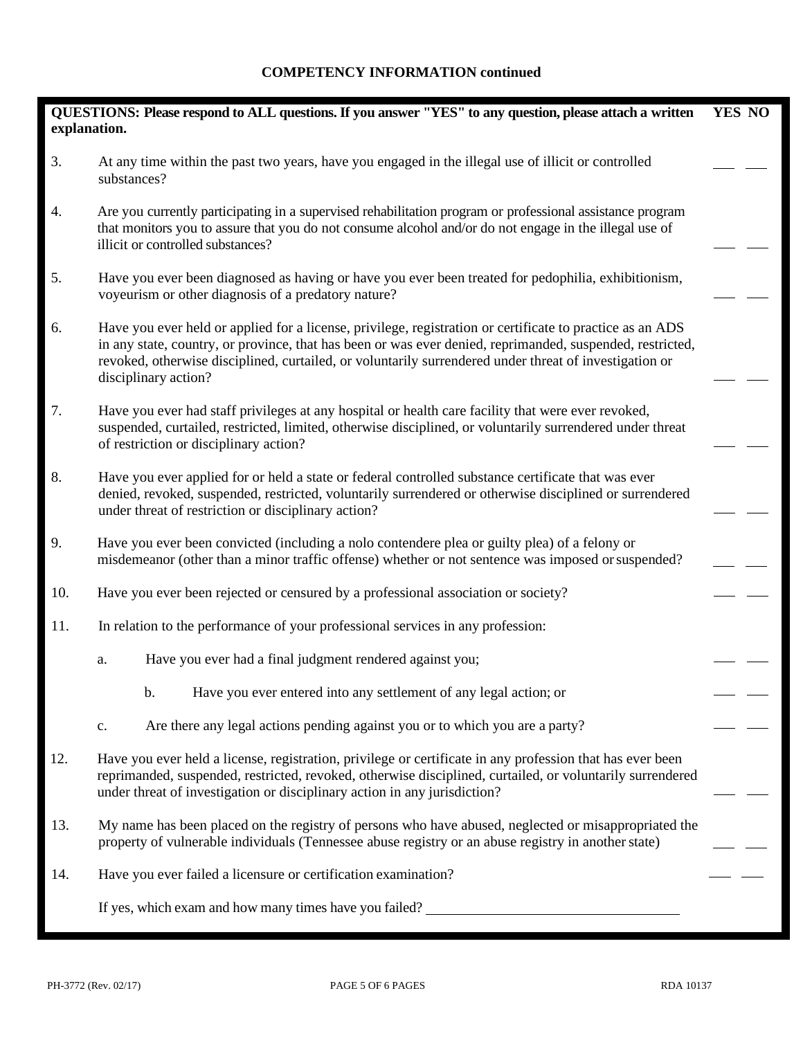## COMPETENCY INFORMATION continued

| QUESTIONS: Please respond to ALL questions. If you answer "YES" to any question, please attach a written explanation. | | YES | NO |
|---|---|---|---|
| 3. | At any time within the past two years, have you engaged in the illegal use of illicit or controlled substances? | ___ | ___ |
| 4. | Are you currently participating in a supervised rehabilitation program or professional assistance program that monitors you to assure that you do not consume alcohol and/or do not engage in the illegal use of illicit or controlled substances? | ___ | ___ |
| 5. | Have you ever been diagnosed as having or have you ever been treated for pedophilia, exhibitionism, voyeurism or other diagnosis of a predatory nature? | ___ | ___ |
| 6. | Have you ever held or applied for a license, privilege, registration or certificate to practice as an ADS in any state, country, or province, that has been or was ever denied, reprimanded, suspended, restricted, revoked, otherwise disciplined, curtailed, or voluntarily surrendered under threat of investigation or disciplinary action? | ___ | ___ |
| 7. | Have you ever had staff privileges at any hospital or health care facility that were ever revoked, suspended, curtailed, restricted, limited, otherwise disciplined, or voluntarily surrendered under threat of restriction or disciplinary action? | ___ | ___ |
| 8. | Have you ever applied for or held a state or federal controlled substance certificate that was ever denied, revoked, suspended, restricted, voluntarily surrendered or otherwise disciplined or surrendered under threat of restriction or disciplinary action? | ___ | ___ |
| 9. | Have you ever been convicted (including a nolo contendere plea or guilty plea) of a felony or misdemeanor (other than a minor traffic offense) whether or not sentence was imposed or suspended? | ___ | ___ |
| 10. | Have you ever been rejected or censured by a professional association or society? | ___ | ___ |
| 11. | In relation to the performance of your professional services in any profession: | | |
| | a. Have you ever had a final judgment rendered against you; | ___ | ___ |
| | b. Have you ever entered into any settlement of any legal action; or | ___ | ___ |
| | c. Are there any legal actions pending against you or to which you are a party? | ___ | ___ |
| 12. | Have you ever held a license, registration, privilege or certificate in any profession that has ever been reprimanded, suspended, restricted, revoked, otherwise disciplined, curtailed, or voluntarily surrendered under threat of investigation or disciplinary action in any jurisdiction? | ___ | ___ |
| 13. | My name has been placed on the registry of persons who have abused, neglected or misappropriated the property of vulnerable individuals (Tennessee abuse registry or an abuse registry in another state) | ___ | ___ |
| 14. | Have you ever failed a licensure or certification examination? | ___ | ___ |
| | If yes, which exam and how many times have you failed? ___________________________________ | | |

PH-3772 (Rev. 02/17) RDA 10137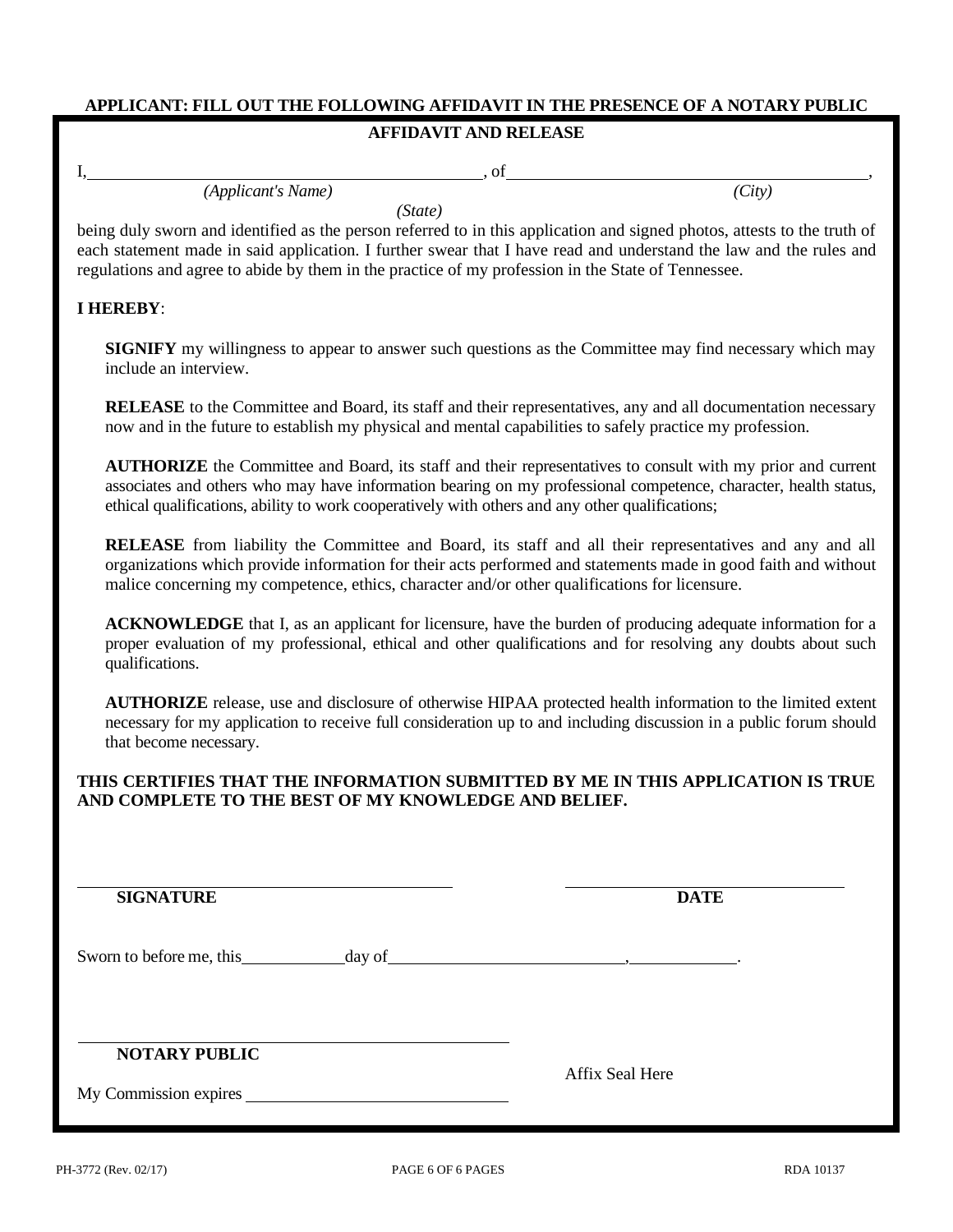**APPLICANT: FILL OUT THE FOLLOWING AFFIDAVIT IN THE PRESENCE OF A NOTARY PUBLIC**

## AFFIDAVIT AND RELEASE

I, \_\_\_\_\_\_\_\_\_\_\_\_\_\_\_\_\_\_\_\_\_\_\_\_\_\_\_\_\_\_\_\_\_\_\_\_\_\_\_\_, of \_\_\_\_\_\_\_\_\_\_\_\_\_\_\_\_\_\_\_\_\_\_\_\_\_\_\_\_\_\_\_\_\_\_\_\_\_\_\_\_,

*(Applicant's Name)* *(City)*

*(State)*

being duly sworn and identified as the person referred to in this application and signed photos, attests to the truth of each statement made in said application. I further swear that I have read and understand the law and the rules and regulations and agree to abide by them in the practice of my profession in the State of Tennessee.

**I HEREBY**:

**SIGNIFY** my willingness to appear to answer such questions as the Committee may find necessary which may include an interview.

**RELEASE** to the Committee and Board, its staff and their representatives, any and all documentation necessary now and in the future to establish my physical and mental capabilities to safely practice my profession.

**AUTHORIZE** the Committee and Board, its staff and their representatives to consult with my prior and current associates and others who may have information bearing on my professional competence, character, health status, ethical qualifications, ability to work cooperatively with others and any other qualifications;

**RELEASE** from liability the Committee and Board, its staff and all their representatives and any and all organizations which provide information for their acts performed and statements made in good faith and without malice concerning my competence, ethics, character and/or other qualifications for licensure.

**ACKNOWLEDGE** that I, as an applicant for licensure, have the burden of producing adequate information for a proper evaluation of my professional, ethical and other qualifications and for resolving any doubts about such qualifications.

**AUTHORIZE** release, use and disclosure of otherwise HIPAA protected health information to the limited extent necessary for my application to receive full consideration up to and including discussion in a public forum should that become necessary.

**THIS CERTIFIES THAT THE INFORMATION SUBMITTED BY ME IN THIS APPLICATION IS TRUE AND COMPLETE TO THE BEST OF MY KNOWLEDGE AND BELIEF.**

\_\_\_\_\_\_\_\_\_\_\_\_\_\_\_\_\_\_\_\_\_\_\_\_\_\_\_\_\_\_\_\_\_\_\_\_\_\_\_\_ \_\_\_\_\_\_\_\_\_\_\_\_\_\_\_\_\_\_\_\_\_\_\_\_\_\_\_\_\_\_

**SIGNATURE** **DATE**

Sworn to before me, this \_\_\_\_\_\_\_\_\_\_ day of \_\_\_\_\_\_\_\_\_\_\_\_\_\_\_\_\_\_\_\_\_\_\_\_\_, \_\_\_\_\_\_\_\_\_\_.

\_\_\_\_\_\_\_\_\_\_\_\_\_\_\_\_\_\_\_\_\_\_\_\_\_\_\_\_\_\_\_\_\_\_\_\_\_\_\_\_

**NOTARY PUBLIC**

Affix Seal Here

My Commission expires \_\_\_\_\_\_\_\_\_\_\_\_\_\_\_\_\_\_\_\_\_\_\_\_\_\_\_\_

PH-3772 (Rev. 02/17) RDA 10137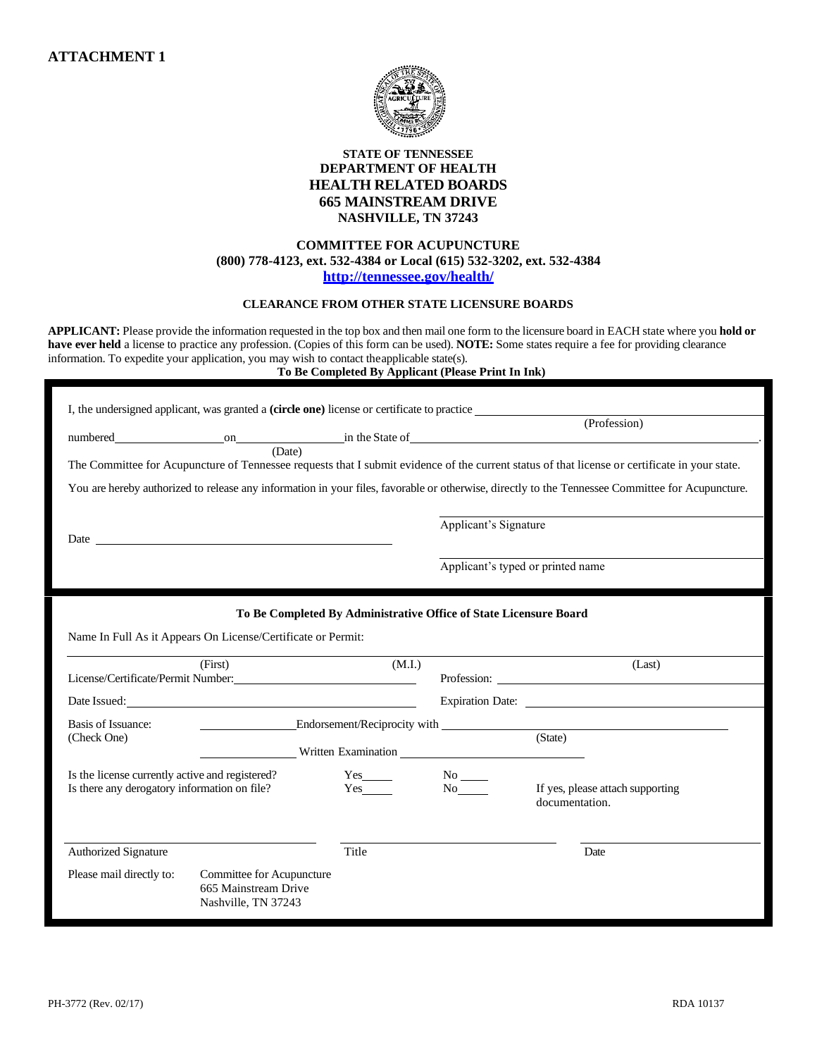**ATTACHMENT 1**

**STATE OF TENNESSEE**
**DEPARTMENT OF HEALTH**
**HEALTH RELATED BOARDS**
**665 MAINSTREAM DRIVE**
**NASHVILLE, TN 37243**

**COMMITTEE FOR ACUPUNCTURE**
**(800) 778-4123, ext. 532-4384 or Local (615) 532-3202, ext. 532-4384**
**http://tennessee.gov/health/**

**CLEARANCE FROM OTHER STATE LICENSURE BOARDS**

**APPLICANT:** Please provide the information requested in the top box and then mail one form to the licensure board in EACH state where you **hold or have ever held** a license to practice any profession. (Copies of this form can be used). **NOTE:** Some states require a fee for providing clearance information. To expedite your application, you may wish to contact the applicable state(s).

**To Be Completed By Applicant (Please Print In Ink)**

I, the undersigned applicant, was granted a **(circle one)** license or certificate to practice ____________________ (Profession)

numbered ______________ on ______________ (Date) in the State of ______________________________.

The Committee for Acupuncture of Tennessee requests that I submit evidence of the current status of that license or certificate in your state.

You are hereby authorized to release any information in your files, favorable or otherwise, directly to the Tennessee Committee for Acupuncture.

Date ______________________________

______________________________
Applicant's Signature

______________________________
Applicant's typed or printed name

**To Be Completed By Administrative Office of State Licensure Board**

Name In Full As it Appears On License/Certificate or Permit:

______________ (First) ______________ (M.I.) ______________ (Last)

License/Certificate/Permit Number: ______________ Profession: ______________

Date Issued: ______________ Expiration Date: ______________

Basis of Issuance: (Check One)
______ Endorsement/Reciprocity with ______________ (State)
______ Written Examination ______________

Is the license currently active and registered? Yes_____ No_____

Is there any derogatory information on file? Yes_____ No_____ If yes, please attach supporting documentation.

______________ Authorized Signature ______________ Title ______________ Date

Please mail directly to: Committee for Acupuncture
665 Mainstream Drive
Nashville, TN 37243

PH-3772 (Rev. 02/17) RDA 10137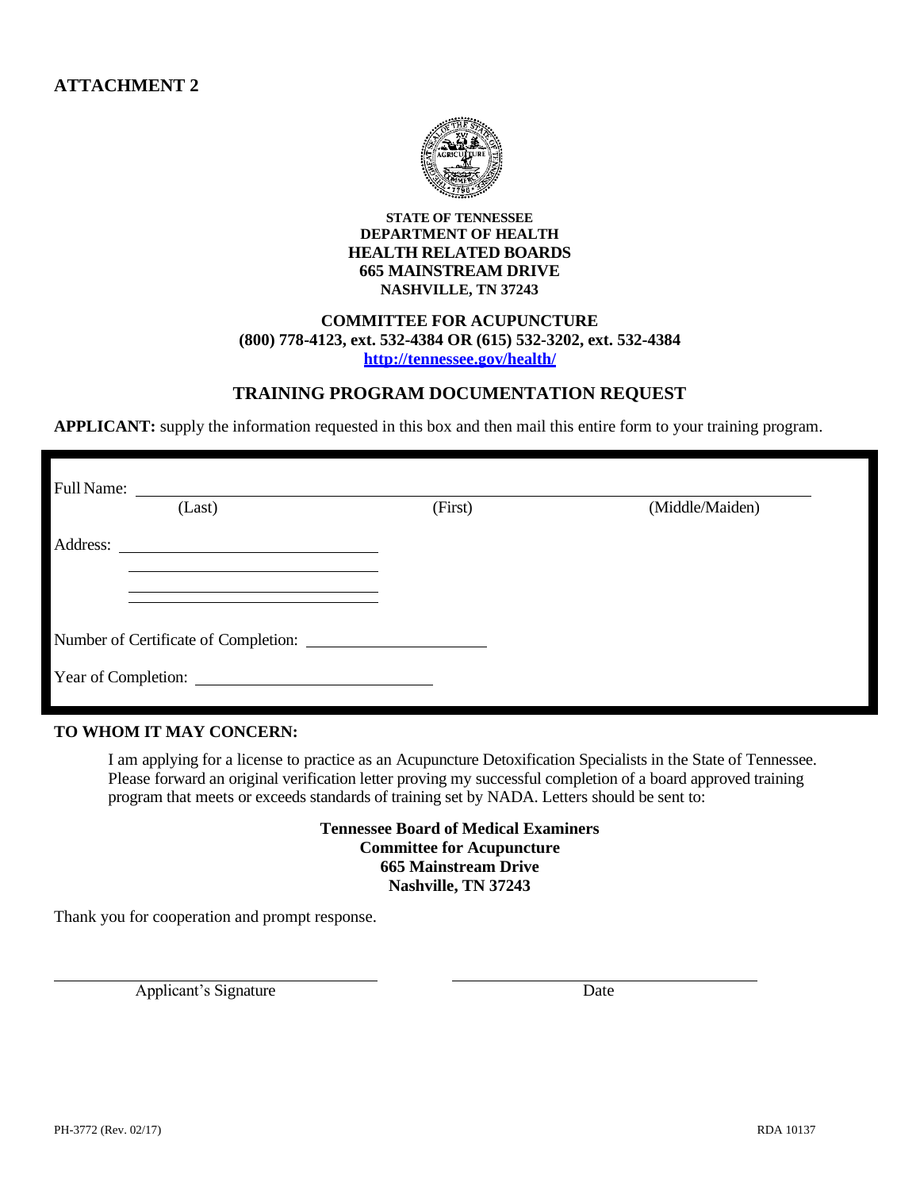## ATTACHMENT 2

**STATE OF TENNESSEE**
**DEPARTMENT OF HEALTH**
**HEALTH RELATED BOARDS**
**665 MAINSTREAM DRIVE**
**NASHVILLE, TN 37243**

**COMMITTEE FOR ACUPUNCTURE**
**(800) 778-4123, ext. 532-4384 OR (615) 532-3202, ext. 532-4384**
**http://tennessee.gov/health/**

## TRAINING PROGRAM DOCUMENTATION REQUEST

**APPLICANT:** supply the information requested in this box and then mail this entire form to your training program.

Full Name: ______________________________________________
(Last) (First) (Middle/Maiden)

Address: ______________________________
______________________________
______________________________

Number of Certificate of Completion: ____________________

Year of Completion: ____________________

**TO WHOM IT MAY CONCERN:**

I am applying for a license to practice as an Acupuncture Detoxification Specialists in the State of Tennessee. Please forward an original verification letter proving my successful completion of a board approved training program that meets or exceeds standards of training set by NADA. Letters should be sent to:

**Tennessee Board of Medical Examiners**
**Committee for Acupuncture**
**665 Mainstream Drive**
**Nashville, TN 37243**

Thank you for cooperation and prompt response.

______________________________ ______________________________
Applicant's Signature Date

PH-3772 (Rev. 02/17) RDA 10137